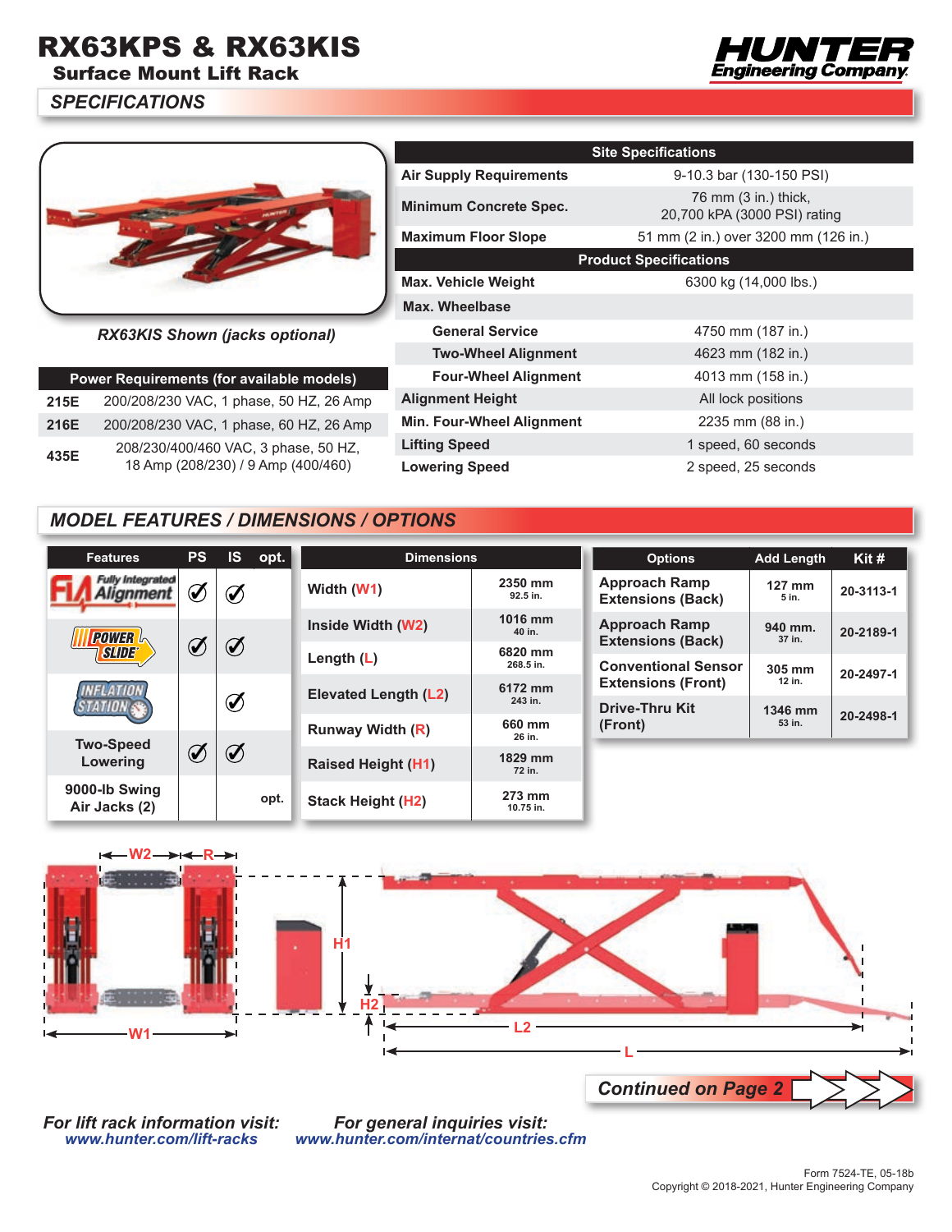# RX63KPS & RX63KIS

## Surface Mount Lift Rack

HUNTER Engineering Company

## SPECIFICATIONS

*RX63KIS Shown (jacks optional)*

| Power Requirements (for available models) | |
|---|---|
| 215E | 200/208/230 VAC, 1 phase, 50 HZ, 26 Amp |
| 216E | 200/208/230 VAC, 1 phase, 60 HZ, 26 Amp |
| 435E | 208/230/400/460 VAC, 3 phase, 50 HZ, 18 Amp (208/230) / 9 Amp (400/460) |

| Site Specifications | |
|---|---|
| Air Supply Requirements | 9-10.3 bar (130-150 PSI) |
| Minimum Concrete Spec. | 76 mm (3 in.) thick, 20,700 kPA (3000 PSI) rating |
| Maximum Floor Slope | 51 mm (2 in.) over 3200 mm (126 in.) |
| **Product Specifications** | |
| Max. Vehicle Weight | 6300 kg (14,000 lbs.) |
| Max. Wheelbase | |
| General Service | 4750 mm (187 in.) |
| Two-Wheel Alignment | 4623 mm (182 in.) |
| Four-Wheel Alignment | 4013 mm (158 in.) |
| Alignment Height | All lock positions |
| Min. Four-Wheel Alignment | 2235 mm (88 in.) |
| Lifting Speed | 1 speed, 60 seconds |
| Lowering Speed | 2 speed, 25 seconds |

## MODEL FEATURES / DIMENSIONS / OPTIONS

| Features | PS | IS | opt. |
|---|---|---|---|
| FIA Fully Integrated Alignment | ✓ | ✓ | |
| Power Slide | ✓ | ✓ | |
| Inflation Station | | ✓ | |
| Two-Speed Lowering | ✓ | ✓ | |
| 9000-lb Swing Air Jacks (2) | | | opt. |

| Dimensions | |
|---|---|
| Width (W1) | 2350 mm 92.5 in. |
| Inside Width (W2) | 1016 mm 40 in. |
| Length (L) | 6820 mm 268.5 in. |
| Elevated Length (L2) | 6172 mm 243 in. |
| Runway Width (R) | 660 mm 26 in. |
| Raised Height (H1) | 1829 mm 72 in. |
| Stack Height (H2) | 273 mm 10.75 in. |

| Options | Add Length | Kit # |
|---|---|---|
| Approach Ramp Extensions (Back) | 127 mm 5 in. | 20-3113-1 |
| Approach Ramp Extensions (Back) | 940 mm. 37 in. | 20-2189-1 |
| Conventional Sensor Extensions (Front) | 305 mm 12 in. | 20-2497-1 |
| Drive-Thru Kit (Front) | 1346 mm 53 in. | 20-2498-1 |

W2 R W1 H1 H2 L2 L

***Continued on Page 2***

***For lift rack information visit:***
*www.hunter.com/lift-racks*

***For general inquiries visit:***
*www.hunter.com/internat/countries.cfm*

Form 7524-TE, 05-18b
Copyright © 2018-2021, Hunter Engineering Company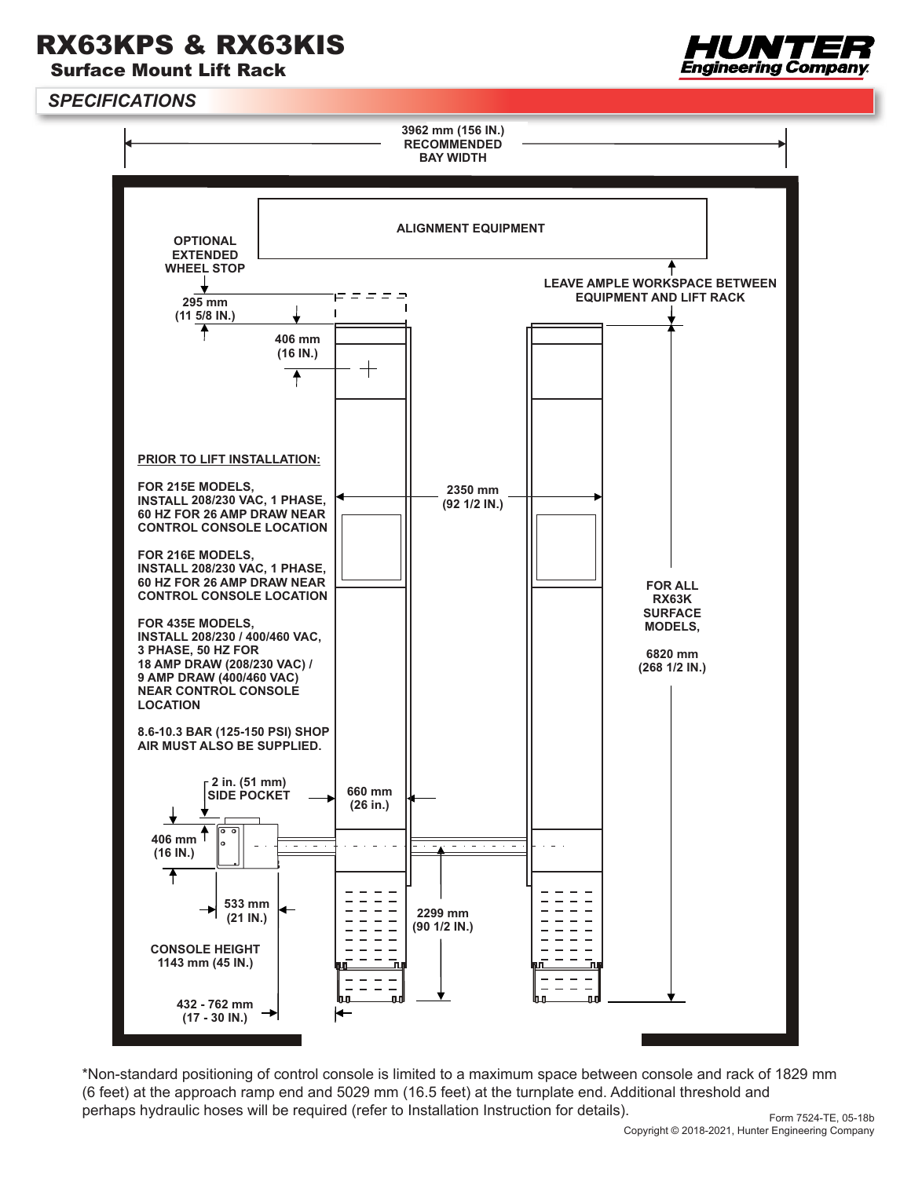# RX63KPS & RX63KIS

## Surface Mount Lift Rack

### SPECIFICATIONS

3962 mm (156 IN.)
RECOMMENDED
BAY WIDTH

ALIGNMENT EQUIPMENT

OPTIONAL
EXTENDED
WHEEL STOP

LEAVE AMPLE WORKSPACE BETWEEN
EQUIPMENT AND LIFT RACK

295 mm
(11 5/8 IN.)

406 mm
(16 IN.)

**PRIOR TO LIFT INSTALLATION:**

FOR 215E MODELS,
INSTALL 208/230 VAC, 1 PHASE,
60 HZ FOR 26 AMP DRAW NEAR
CONTROL CONSOLE LOCATION

FOR 216E MODELS,
INSTALL 208/230 VAC, 1 PHASE,
60 HZ FOR 26 AMP DRAW NEAR
CONTROL CONSOLE LOCATION

FOR 435E MODELS,
INSTALL 208/230 / 400/460 VAC,
3 PHASE, 50 HZ FOR
18 AMP DRAW (208/230 VAC) /
9 AMP DRAW (400/460 VAC)
NEAR CONTROL CONSOLE
LOCATION

8.6-10.3 BAR (125-150 PSI) SHOP
AIR MUST ALSO BE SUPPLIED.

2350 mm
(92 1/2 IN.)

FOR ALL
RX63K
SURFACE
MODELS,

6820 mm
(268 1/2 IN.)

2 in. (51 mm)
SIDE POCKET

660 mm
(26 in.)

406 mm
(16 IN.)

533 mm
(21 IN.)

2299 mm
(90 1/2 IN.)

CONSOLE HEIGHT
1143 mm (45 IN.)

432 - 762 mm
(17 - 30 IN.)

*Non-standard positioning of control console is limited to a maximum space between console and rack of 1829 mm (6 feet) at the approach ramp end and 5029 mm (16.5 feet) at the turnplate end. Additional threshold and perhaps hydraulic hoses will be required (refer to Installation Instruction for details).

Form 7524-TE, 05-18b
Copyright © 2018-2021, Hunter Engineering Company